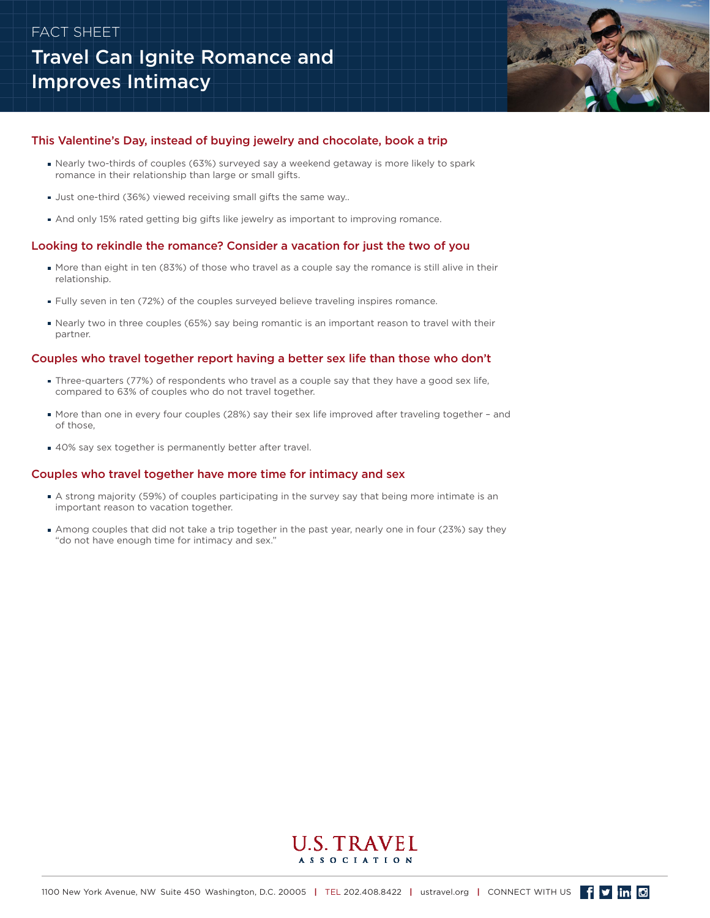FACT SHEET

# Travel Can Ignite Romance and Improves Intimacy

## This Valentine's Day, instead of buying jewelry and chocolate, book a trip

- Nearly two-thirds of couples (63%) surveyed say a weekend getaway is more likely to spark romance in their relationship than large or small gifts.
- Just one-third (36%) viewed receiving small gifts the same way..
- And only 15% rated getting big gifts like jewelry as important to improving romance.

## Looking to rekindle the romance? Consider a vacation for just the two of you

- More than eight in ten (83%) of those who travel as a couple say the romance is still alive in their relationship.
- Fully seven in ten (72%) of the couples surveyed believe traveling inspires romance.
- Nearly two in three couples (65%) say being romantic is an important reason to travel with their partner.

## Couples who travel together report having a better sex life than those who don't

- Three-quarters (77%) of respondents who travel as a couple say that they have a good sex life, compared to 63% of couples who do not travel together.
- More than one in every four couples (28%) say their sex life improved after traveling together – and of those,
- 40% say sex together is permanently better after travel.

## Couples who travel together have more time for intimacy and sex

- A strong majority (59%) of couples participating in the survey say that being more intimate is an important reason to vacation together.
- Among couples that did not take a trip together in the past year, nearly one in four (23%) say they "do not have enough time for intimacy and sex."

U.S. TRAVEL ASSOCIATION

1100 New York Avenue, NW Suite 450 Washington, D.C. 20005 | TEL 202.408.8422 | ustravel.org | CONNECT WITH US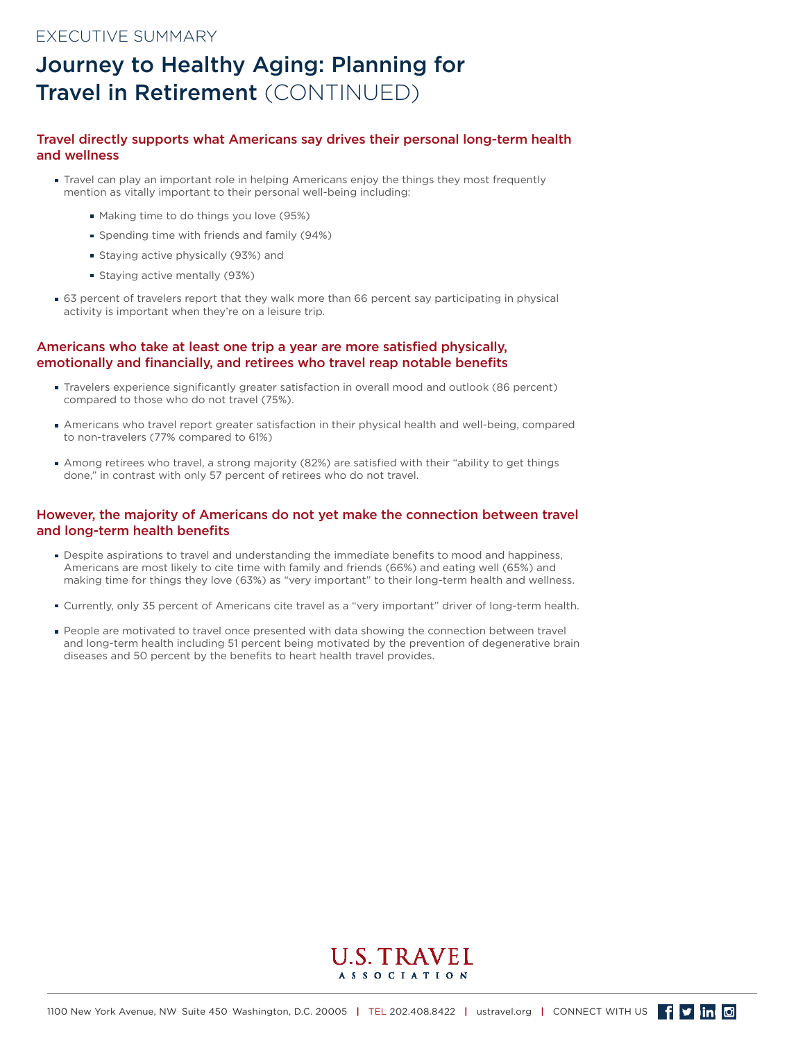EXECUTIVE SUMMARY

# Journey to Healthy Aging: Planning for Travel in Retirement (CONTINUED)

## Travel directly supports what Americans say drives their personal long-term health and wellness

- Travel can play an important role in helping Americans enjoy the things they most frequently mention as vitally important to their personal well-being including:
  - Making time to do things you love (95%)
  - Spending time with friends and family (94%)
  - Staying active physically (93%) and
  - Staying active mentally (93%)
- 63 percent of travelers report that they walk more than 66 percent say participating in physical activity is important when they're on a leisure trip.

## Americans who take at least one trip a year are more satisfied physically, emotionally and financially, and retirees who travel reap notable benefits

- Travelers experience significantly greater satisfaction in overall mood and outlook (86 percent) compared to those who do not travel (75%).
- Americans who travel report greater satisfaction in their physical health and well-being, compared to non-travelers (77% compared to 61%)
- Among retirees who travel, a strong majority (82%) are satisfied with their "ability to get things done," in contrast with only 57 percent of retirees who do not travel.

## However, the majority of Americans do not yet make the connection between travel and long-term health benefits

- Despite aspirations to travel and understanding the immediate benefits to mood and happiness, Americans are most likely to cite time with family and friends (66%) and eating well (65%) and making time for things they love (63%) as "very important" to their long-term health and wellness.
- Currently, only 35 percent of Americans cite travel as a "very important" driver of long-term health.
- People are motivated to travel once presented with data showing the connection between travel and long-term health including 51 percent being motivated by the prevention of degenerative brain diseases and 50 percent by the benefits to heart health travel provides.

U.S. TRAVEL ASSOCIATION

1100 New York Avenue, NW Suite 450 Washington, D.C. 20005 | TEL 202.408.8422 | ustravel.org | CONNECT WITH US